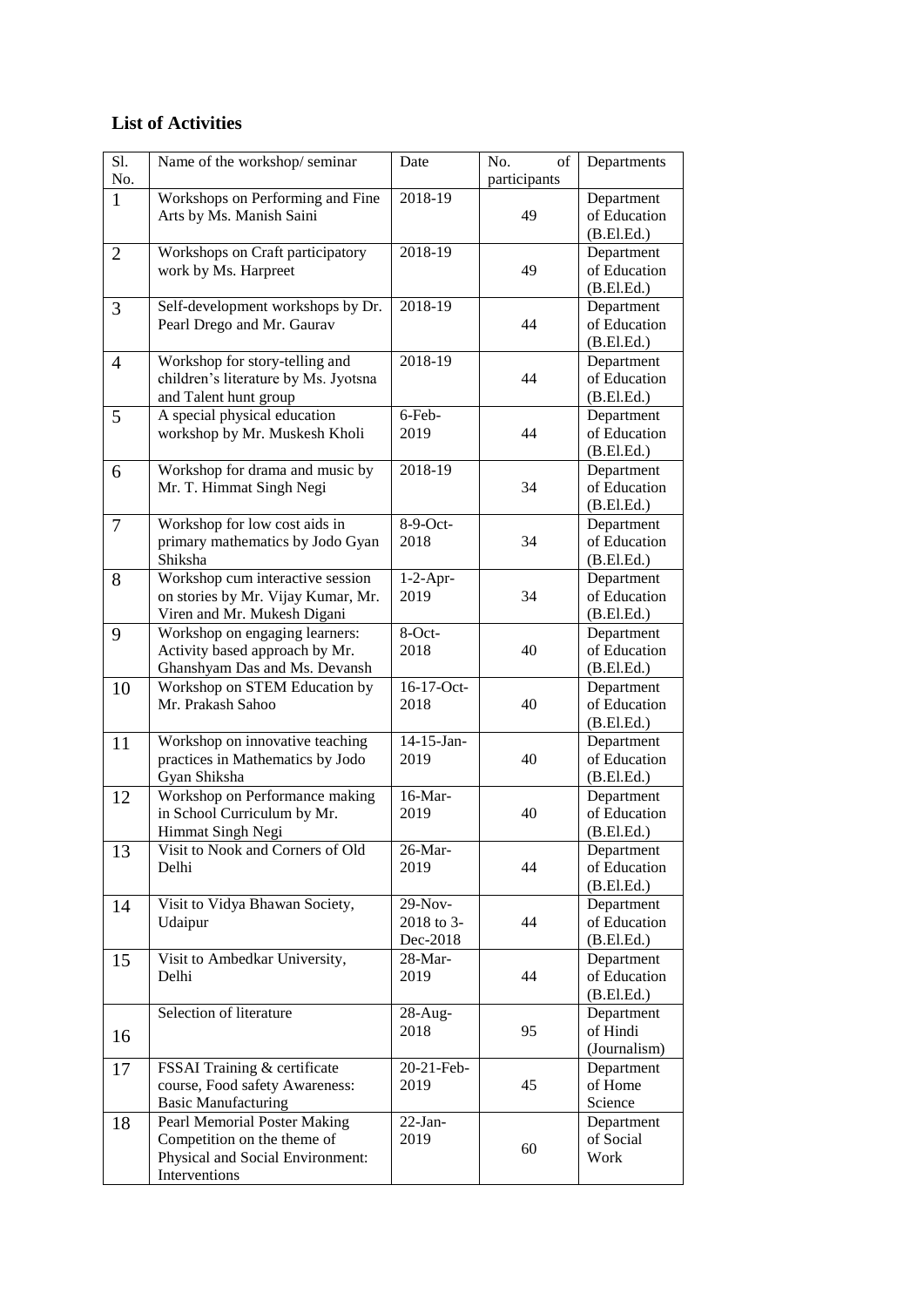## List of Activities

| Sl. No. | Name of the workshop/ seminar | Date | No. of participants | Departments |
|---|---|---|---|---|
| 1 | Workshops on Performing and Fine Arts by Ms. Manish Saini | 2018-19 | 49 | Department of Education (B.El.Ed.) |
| 2 | Workshops on Craft participatory work by Ms. Harpreet | 2018-19 | 49 | Department of Education (B.El.Ed.) |
| 3 | Self-development workshops by Dr. Pearl Drego and Mr. Gaurav | 2018-19 | 44 | Department of Education (B.El.Ed.) |
| 4 | Workshop for story-telling and children's literature by Ms. Jyotsna and Talent hunt group | 2018-19 | 44 | Department of Education (B.El.Ed.) |
| 5 | A special physical education workshop by Mr. Muskesh Kholi | 6-Feb-2019 | 44 | Department of Education (B.El.Ed.) |
| 6 | Workshop for drama and music by Mr. T. Himmat Singh Negi | 2018-19 | 34 | Department of Education (B.El.Ed.) |
| 7 | Workshop for low cost aids in primary mathematics by Jodo Gyan Shiksha | 8-9-Oct-2018 | 34 | Department of Education (B.El.Ed.) |
| 8 | Workshop cum interactive session on stories by Mr. Vijay Kumar, Mr. Viren and Mr. Mukesh Digani | 1-2-Apr-2019 | 34 | Department of Education (B.El.Ed.) |
| 9 | Workshop on engaging learners: Activity based approach by Mr. Ghanshyam Das and Ms. Devansh | 8-Oct-2018 | 40 | Department of Education (B.El.Ed.) |
| 10 | Workshop on STEM Education by Mr. Prakash Sahoo | 16-17-Oct-2018 | 40 | Department of Education (B.El.Ed.) |
| 11 | Workshop on innovative teaching practices in Mathematics by Jodo Gyan Shiksha | 14-15-Jan-2019 | 40 | Department of Education (B.El.Ed.) |
| 12 | Workshop on Performance making in School Curriculum by Mr. Himmat Singh Negi | 16-Mar-2019 | 40 | Department of Education (B.El.Ed.) |
| 13 | Visit to Nook and Corners of Old Delhi | 26-Mar-2019 | 44 | Department of Education (B.El.Ed.) |
| 14 | Visit to Vidya Bhawan Society, Udaipur | 29-Nov-2018 to 3-Dec-2018 | 44 | Department of Education (B.El.Ed.) |
| 15 | Visit to Ambedkar University, Delhi | 28-Mar-2019 | 44 | Department of Education (B.El.Ed.) |
| 16 | Selection of literature | 28-Aug-2018 | 95 | Department of Hindi (Journalism) |
| 17 | FSSAI Training & certificate course, Food safety Awareness: Basic Manufacturing | 20-21-Feb-2019 | 45 | Department of Home Science |
| 18 | Pearl Memorial Poster Making Competition on the theme of Physical and Social Environment: Interventions | 22-Jan-2019 | 60 | Department of Social Work |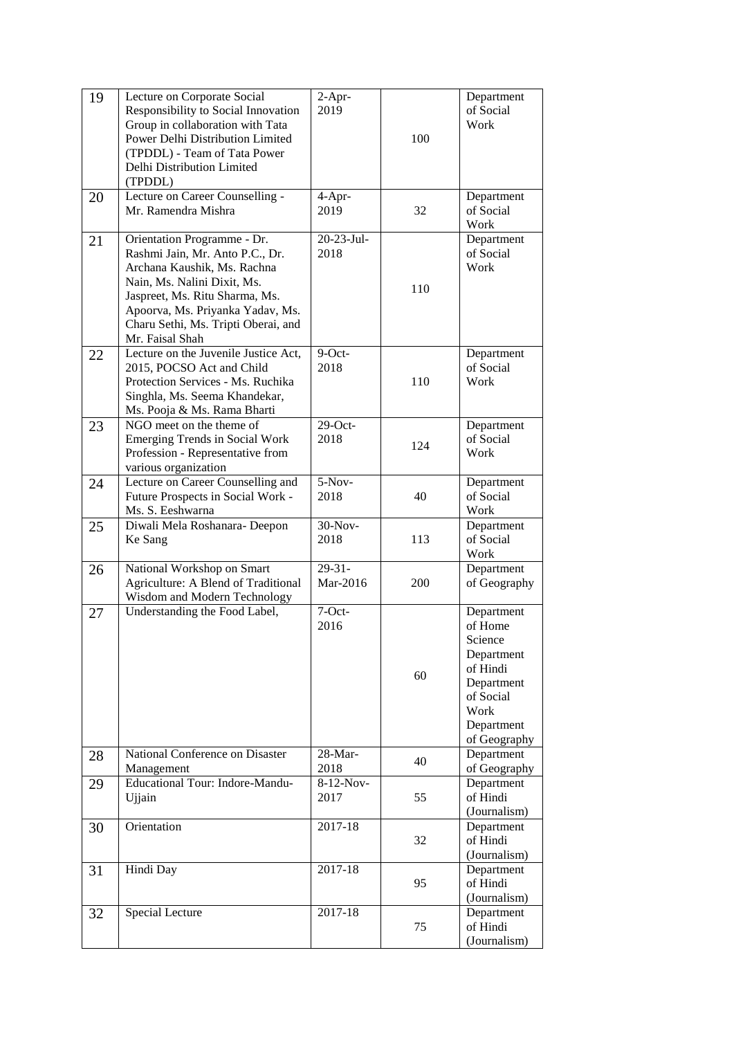| 19 | Lecture on Corporate Social Responsibility to Social Innovation Group in collaboration with Tata Power Delhi Distribution Limited (TPDDL) - Team of Tata Power Delhi Distribution Limited (TPDDL) | 2-Apr-2019 | 100 | Department of Social Work |
|---|---|---|---|---|
| 20 | Lecture on Career Counselling - Mr. Ramendra Mishra | 4-Apr-2019 | 32 | Department of Social Work |
| 21 | Orientation Programme - Dr. Rashmi Jain, Mr. Anto P.C., Dr. Archana Kaushik, Ms. Rachna Nain, Ms. Nalini Dixit, Ms. Jaspreet, Ms. Ritu Sharma, Ms. Apoorva, Ms. Priyanka Yadav, Ms. Charu Sethi, Ms. Tripti Oberai, and Mr. Faisal Shah | 20-23-Jul-2018 | 110 | Department of Social Work |
| 22 | Lecture on the Juvenile Justice Act, 2015, POCSO Act and Child Protection Services - Ms. Ruchika Singhla, Ms. Seema Khandekar, Ms. Pooja & Ms. Rama Bharti | 9-Oct-2018 | 110 | Department of Social Work |
| 23 | NGO meet on the theme of Emerging Trends in Social Work Profession - Representative from various organization | 29-Oct-2018 | 124 | Department of Social Work |
| 24 | Lecture on Career Counselling and Future Prospects in Social Work - Ms. S. Eeshwarna | 5-Nov-2018 | 40 | Department of Social Work |
| 25 | Diwali Mela Roshanara- Deepon Ke Sang | 30-Nov-2018 | 113 | Department of Social Work |
| 26 | National Workshop on Smart Agriculture: A Blend of Traditional Wisdom and Modern Technology | 29-31-Mar-2016 | 200 | Department of Geography |
| 27 | Understanding the Food Label, | 7-Oct-2016 | 60 | Department of Home Science Department of Hindi Department of Social Work Department of Geography |
| 28 | National Conference on Disaster Management | 28-Mar-2018 | 40 | Department of Geography |
| 29 | Educational Tour: Indore-Mandu-Ujjain | 8-12-Nov-2017 | 55 | Department of Hindi (Journalism) |
| 30 | Orientation | 2017-18 | 32 | Department of Hindi (Journalism) |
| 31 | Hindi Day | 2017-18 | 95 | Department of Hindi (Journalism) |
| 32 | Special Lecture | 2017-18 | 75 | Department of Hindi (Journalism) |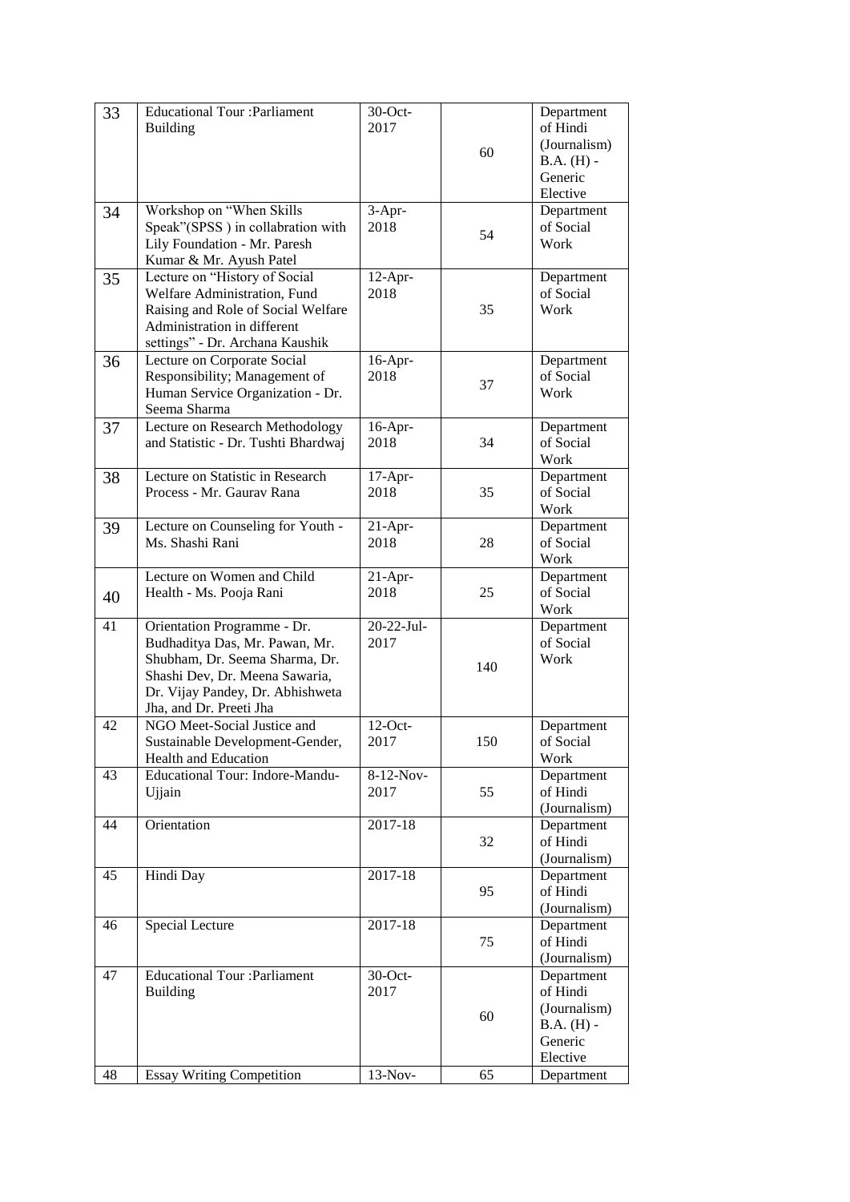| 33 | Educational Tour :Parliament Building | 30-Oct-2017 | 60 | Department of Hindi (Journalism) B.A. (H) - Generic Elective |
|---|---|---|---|---|
| 34 | Workshop on “When Skills Speak”(SPSS ) in collabration with Lily Foundation - Mr. Paresh Kumar & Mr. Ayush Patel | 3-Apr-2018 | 54 | Department of Social Work |
| 35 | Lecture on “History of Social Welfare Administration, Fund Raising and Role of Social Welfare Administration in different settings” - Dr. Archana Kaushik | 12-Apr-2018 | 35 | Department of Social Work |
| 36 | Lecture on Corporate Social Responsibility; Management of Human Service Organization - Dr. Seema Sharma | 16-Apr-2018 | 37 | Department of Social Work |
| 37 | Lecture on Research Methodology and Statistic - Dr. Tushti Bhardwaj | 16-Apr-2018 | 34 | Department of Social Work |
| 38 | Lecture on Statistic in Research Process - Mr. Gaurav Rana | 17-Apr-2018 | 35 | Department of Social Work |
| 39 | Lecture on Counseling for Youth - Ms. Shashi Rani | 21-Apr-2018 | 28 | Department of Social Work |
| 40 | Lecture on Women and Child Health - Ms. Pooja Rani | 21-Apr-2018 | 25 | Department of Social Work |
| 41 | Orientation Programme - Dr. Budhaditya Das, Mr. Pawan, Mr. Shubham, Dr. Seema Sharma, Dr. Shashi Dev, Dr. Meena Sawaria, Dr. Vijay Pandey, Dr. Abhishweta Jha, and Dr. Preeti Jha | 20-22-Jul-2017 | 140 | Department of Social Work |
| 42 | NGO Meet-Social Justice and Sustainable Development-Gender, Health and Education | 12-Oct-2017 | 150 | Department of Social Work |
| 43 | Educational Tour: Indore-Mandu-Ujjain | 8-12-Nov-2017 | 55 | Department of Hindi (Journalism) |
| 44 | Orientation | 2017-18 | 32 | Department of Hindi (Journalism) |
| 45 | Hindi Day | 2017-18 | 95 | Department of Hindi (Journalism) |
| 46 | Special Lecture | 2017-18 | 75 | Department of Hindi (Journalism) |
| 47 | Educational Tour :Parliament Building | 30-Oct-2017 | 60 | Department of Hindi (Journalism) B.A. (H) - Generic Elective |
| 48 | Essay Writing Competition | 13-Nov- | 65 | Department |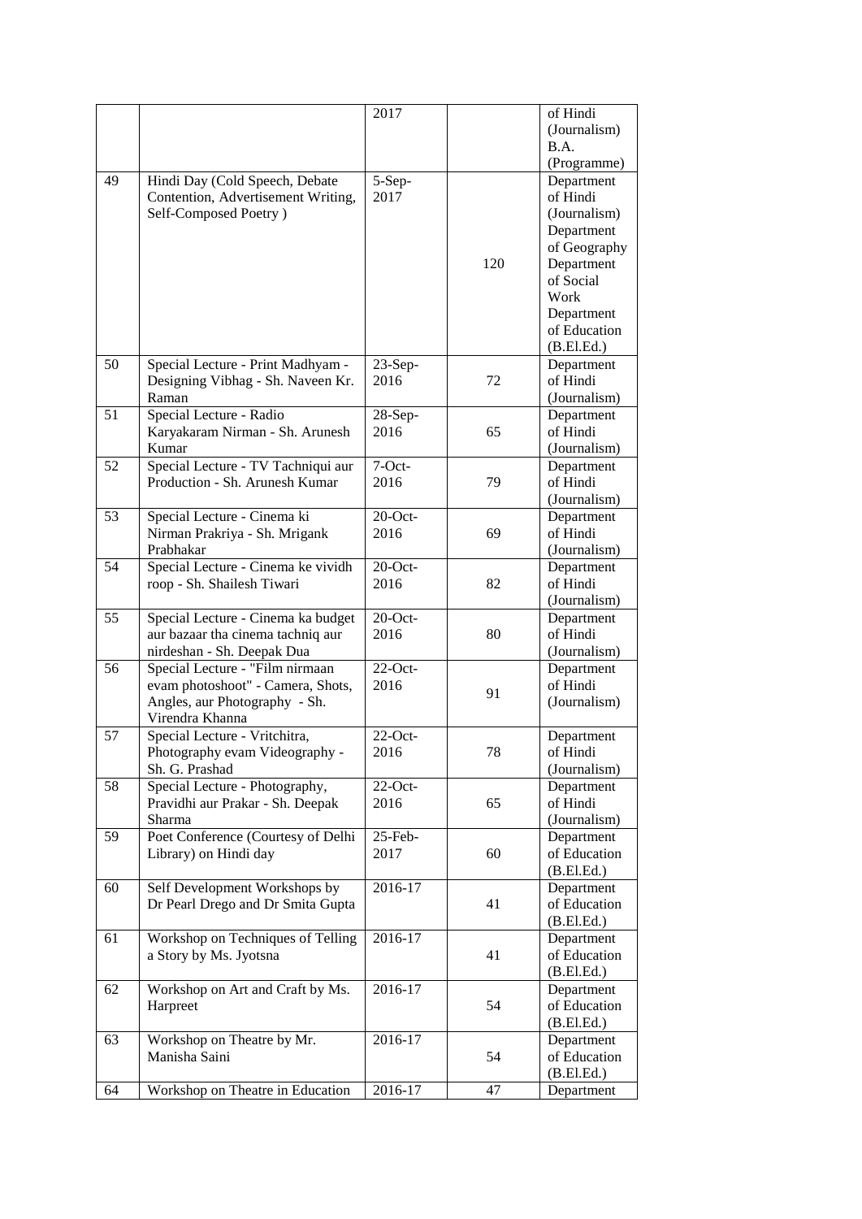|  |  |  |  |  |
|---|---|---|---|---|
|  |  | 2017 |  | of Hindi (Journalism) B.A. (Programme) |
| 49 | Hindi Day (Cold Speech, Debate Contention, Advertisement Writing, Self-Composed Poetry ) | 5-Sep-2017 | 120 | Department of Hindi (Journalism) Department of Geography Department of Social Work Department of Education (B.El.Ed.) |
| 50 | Special Lecture - Print Madhyam - Designing Vibhag - Sh. Naveen Kr. Raman | 23-Sep-2016 | 72 | Department of Hindi (Journalism) |
| 51 | Special Lecture - Radio Karyakaram Nirman - Sh. Arunesh Kumar | 28-Sep-2016 | 65 | Department of Hindi (Journalism) |
| 52 | Special Lecture - TV Tachniqui aur Production - Sh. Arunesh Kumar | 7-Oct-2016 | 79 | Department of Hindi (Journalism) |
| 53 | Special Lecture - Cinema ki Nirman Prakriya - Sh. Mrigank Prabhakar | 20-Oct-2016 | 69 | Department of Hindi (Journalism) |
| 54 | Special Lecture - Cinema ke vividh roop - Sh. Shailesh Tiwari | 20-Oct-2016 | 82 | Department of Hindi (Journalism) |
| 55 | Special Lecture - Cinema ka budget aur bazaar tha cinema tachniq aur nirdeshan - Sh. Deepak Dua | 20-Oct-2016 | 80 | Department of Hindi (Journalism) |
| 56 | Special Lecture - "Film nirmaan evam photoshoot" - Camera, Shots, Angles, aur Photography - Sh. Virendra Khanna | 22-Oct-2016 | 91 | Department of Hindi (Journalism) |
| 57 | Special Lecture - Vritchitra, Photography evam Videography - Sh. G. Prashad | 22-Oct-2016 | 78 | Department of Hindi (Journalism) |
| 58 | Special Lecture - Photography, Pravidhi aur Prakar - Sh. Deepak Sharma | 22-Oct-2016 | 65 | Department of Hindi (Journalism) |
| 59 | Poet Conference (Courtesy of Delhi Library) on Hindi day | 25-Feb-2017 | 60 | Department of Education (B.El.Ed.) |
| 60 | Self Development Workshops by Dr Pearl Drego and Dr Smita Gupta | 2016-17 | 41 | Department of Education (B.El.Ed.) |
| 61 | Workshop on Techniques of Telling a Story by Ms. Jyotsna | 2016-17 | 41 | Department of Education (B.El.Ed.) |
| 62 | Workshop on Art and Craft by Ms. Harpreet | 2016-17 | 54 | Department of Education (B.El.Ed.) |
| 63 | Workshop on Theatre by Mr. Manisha Saini | 2016-17 | 54 | Department of Education (B.El.Ed.) |
| 64 | Workshop on Theatre in Education | 2016-17 | 47 | Department |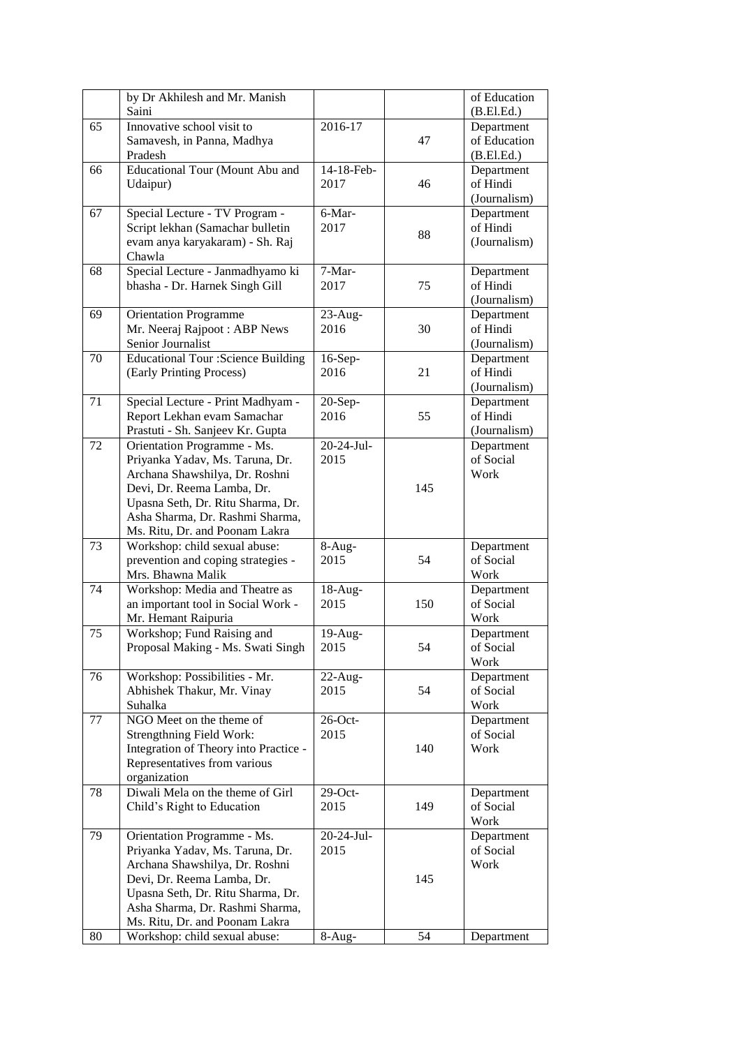|  | by Dr Akhilesh and Mr. Manish Saini |  |  | of Education (B.El.Ed.) |
|---|---|---|---|---|
| 65 | Innovative school visit to Samavesh, in Panna, Madhya Pradesh | 2016-17 | 47 | Department of Education (B.El.Ed.) |
| 66 | Educational Tour (Mount Abu and Udaipur) | 14-18-Feb-2017 | 46 | Department of Hindi (Journalism) |
| 67 | Special Lecture - TV Program - Script lekhan (Samachar bulletin evam anya karyakaram) - Sh. Raj Chawla | 6-Mar-2017 | 88 | Department of Hindi (Journalism) |
| 68 | Special Lecture - Janmadhyamo ki bhasha - Dr. Harnek Singh Gill | 7-Mar-2017 | 75 | Department of Hindi (Journalism) |
| 69 | Orientation Programme Mr. Neeraj Rajpoot : ABP News Senior Journalist | 23-Aug-2016 | 30 | Department of Hindi (Journalism) |
| 70 | Educational Tour :Science Building (Early Printing Process) | 16-Sep-2016 | 21 | Department of Hindi (Journalism) |
| 71 | Special Lecture - Print Madhyam - Report Lekhan evam Samachar Prastuti - Sh. Sanjeev Kr. Gupta | 20-Sep-2016 | 55 | Department of Hindi (Journalism) |
| 72 | Orientation Programme - Ms. Priyanka Yadav, Ms. Taruna, Dr. Archana Shawshilya, Dr. Roshni Devi, Dr. Reema Lamba, Dr. Upasna Seth, Dr. Ritu Sharma, Dr. Asha Sharma, Dr. Rashmi Sharma, Ms. Ritu, Dr. and Poonam Lakra | 20-24-Jul-2015 | 145 | Department of Social Work |
| 73 | Workshop: child sexual abuse: prevention and coping strategies - Mrs. Bhawna Malik | 8-Aug-2015 | 54 | Department of Social Work |
| 74 | Workshop: Media and Theatre as an important tool in Social Work - Mr. Hemant Raipuria | 18-Aug-2015 | 150 | Department of Social Work |
| 75 | Workshop; Fund Raising and Proposal Making - Ms. Swati Singh | 19-Aug-2015 | 54 | Department of Social Work |
| 76 | Workshop: Possibilities - Mr. Abhishek Thakur, Mr. Vinay Suhalka | 22-Aug-2015 | 54 | Department of Social Work |
| 77 | NGO Meet on the theme of Strengthning Field Work: Integration of Theory into Practice - Representatives from various organization | 26-Oct-2015 | 140 | Department of Social Work |
| 78 | Diwali Mela on the theme of Girl Child's Right to Education | 29-Oct-2015 | 149 | Department of Social Work |
| 79 | Orientation Programme - Ms. Priyanka Yadav, Ms. Taruna, Dr. Archana Shawshilya, Dr. Roshni Devi, Dr. Reema Lamba, Dr. Upasna Seth, Dr. Ritu Sharma, Dr. Asha Sharma, Dr. Rashmi Sharma, Ms. Ritu, Dr. and Poonam Lakra | 20-24-Jul-2015 | 145 | Department of Social Work |
| 80 | Workshop: child sexual abuse: | 8-Aug- | 54 | Department |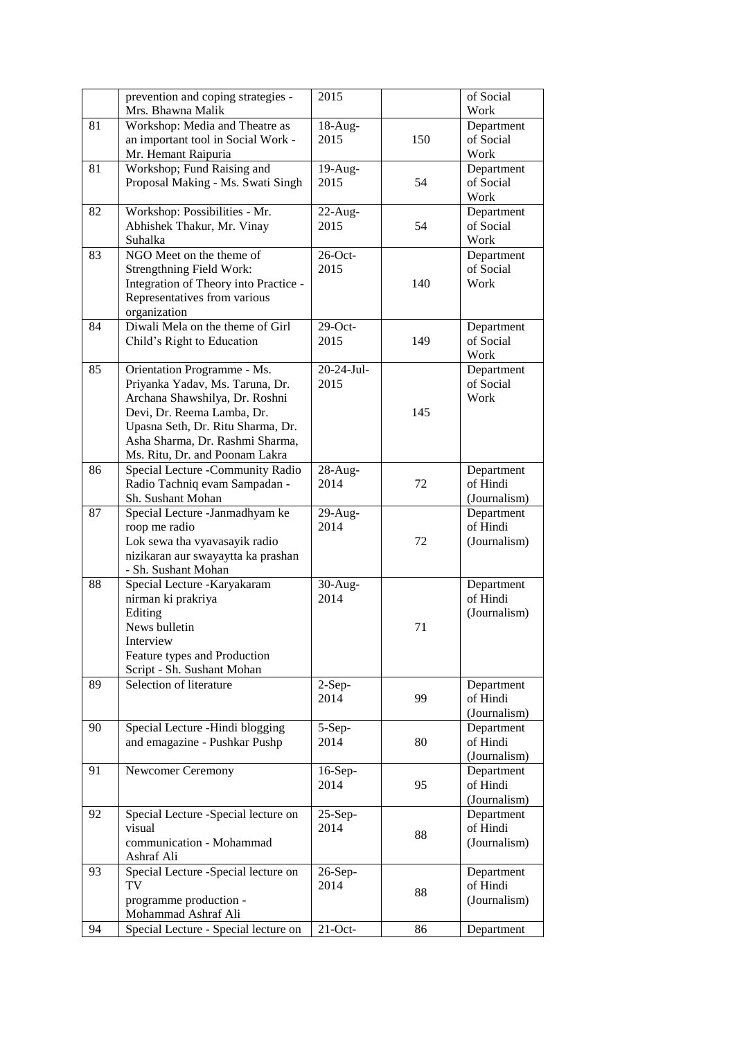|  |  |  |  |  |
|---|---|---|---|---|
|  | prevention and coping strategies - Mrs. Bhawna Malik | 2015 |  | of Social Work |
| 81 | Workshop: Media and Theatre as an important tool in Social Work - Mr. Hemant Raipuria | 18-Aug-2015 | 150 | Department of Social Work |
| 81 | Workshop; Fund Raising and Proposal Making - Ms. Swati Singh | 19-Aug-2015 | 54 | Department of Social Work |
| 82 | Workshop: Possibilities - Mr. Abhishek Thakur, Mr. Vinay Suhalka | 22-Aug-2015 | 54 | Department of Social Work |
| 83 | NGO Meet on the theme of Strengthning Field Work: Integration of Theory into Practice - Representatives from various organization | 26-Oct-2015 | 140 | Department of Social Work |
| 84 | Diwali Mela on the theme of Girl Child's Right to Education | 29-Oct-2015 | 149 | Department of Social Work |
| 85 | Orientation Programme - Ms. Priyanka Yadav, Ms. Taruna, Dr. Archana Shawshilya, Dr. Roshni Devi, Dr. Reema Lamba, Dr. Upasna Seth, Dr. Ritu Sharma, Dr. Asha Sharma, Dr. Rashmi Sharma, Ms. Ritu, Dr. and Poonam Lakra | 20-24-Jul-2015 | 145 | Department of Social Work |
| 86 | Special Lecture -Community Radio Radio Tachniq evam Sampadan - Sh. Sushant Mohan | 28-Aug-2014 | 72 | Department of Hindi (Journalism) |
| 87 | Special Lecture -Janmadhyam ke roop me radio<br>Lok sewa tha vyavasayik radio nizikaran aur swayaytta ka prashan - Sh. Sushant Mohan | 29-Aug-2014 | 72 | Department of Hindi (Journalism) |
| 88 | Special Lecture -Karyakaram nirman ki prakriya<br>Editing<br>News bulletin<br>Interview<br>Feature types and Production Script - Sh. Sushant Mohan | 30-Aug-2014 | 71 | Department of Hindi (Journalism) |
| 89 | Selection of literature | 2-Sep-2014 | 99 | Department of Hindi (Journalism) |
| 90 | Special Lecture -Hindi blogging and emagazine - Pushkar Pushp | 5-Sep-2014 | 80 | Department of Hindi (Journalism) |
| 91 | Newcomer Ceremony | 16-Sep-2014 | 95 | Department of Hindi (Journalism) |
| 92 | Special Lecture -Special lecture on visual communication - Mohammad Ashraf Ali | 25-Sep-2014 | 88 | Department of Hindi (Journalism) |
| 93 | Special Lecture -Special lecture on TV programme production - Mohammad Ashraf Ali | 26-Sep-2014 | 88 | Department of Hindi (Journalism) |
| 94 | Special Lecture - Special lecture on | 21-Oct- | 86 | Department |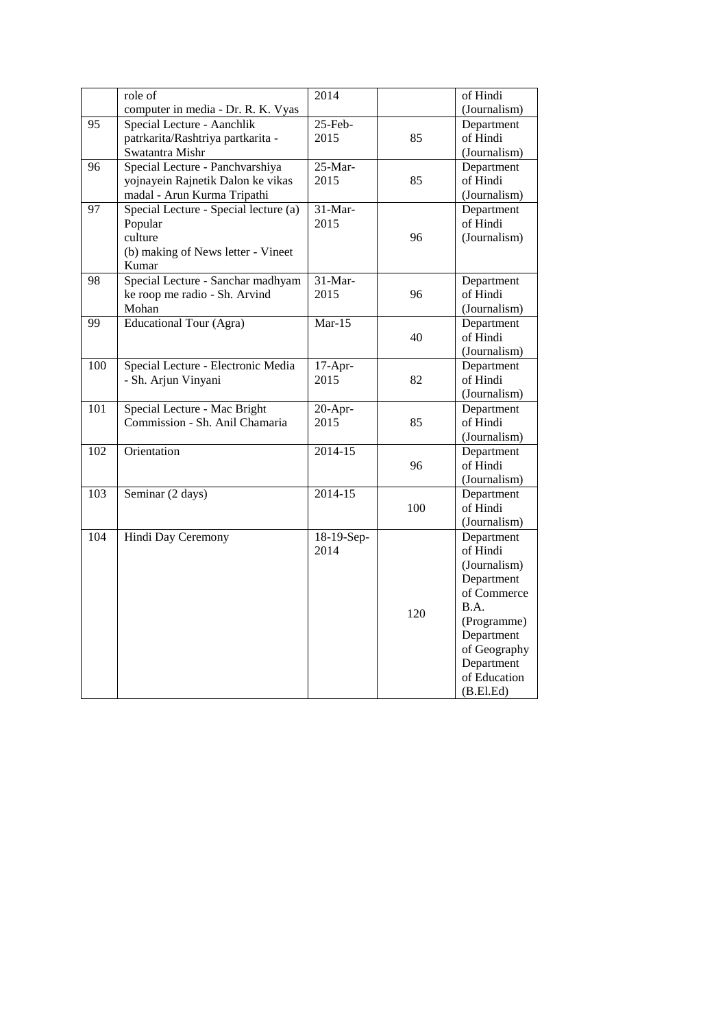| | | | | |
|---|---|---|---|---|
| | role of computer in media - Dr. R. K. Vyas | 2014 | | of Hindi (Journalism) |
| 95 | Special Lecture - Aanchlik patrkarita/Rashtriya partkarita - Swatantra Mishr | 25-Feb-2015 | 85 | Department of Hindi (Journalism) |
| 96 | Special Lecture - Panchvarshiya yojnayein Rajnetik Dalon ke vikas madal - Arun Kurma Tripathi | 25-Mar-2015 | 85 | Department of Hindi (Journalism) |
| 97 | Special Lecture - Special lecture (a) Popular culture (b) making of News letter - Vineet Kumar | 31-Mar-2015 | 96 | Department of Hindi (Journalism) |
| 98 | Special Lecture - Sanchar madhyam ke roop me radio - Sh. Arvind Mohan | 31-Mar-2015 | 96 | Department of Hindi (Journalism) |
| 99 | Educational Tour (Agra) | Mar-15 | 40 | Department of Hindi (Journalism) |
| 100 | Special Lecture - Electronic Media - Sh. Arjun Vinyani | 17-Apr-2015 | 82 | Department of Hindi (Journalism) |
| 101 | Special Lecture - Mac Bright Commission - Sh. Anil Chamaria | 20-Apr-2015 | 85 | Department of Hindi (Journalism) |
| 102 | Orientation | 2014-15 | 96 | Department of Hindi (Journalism) |
| 103 | Seminar (2 days) | 2014-15 | 100 | Department of Hindi (Journalism) |
| 104 | Hindi Day Ceremony | 18-19-Sep-2014 | 120 | Department of Hindi (Journalism) Department of Commerce B.A. (Programme) Department of Geography Department of Education (B.El.Ed) |